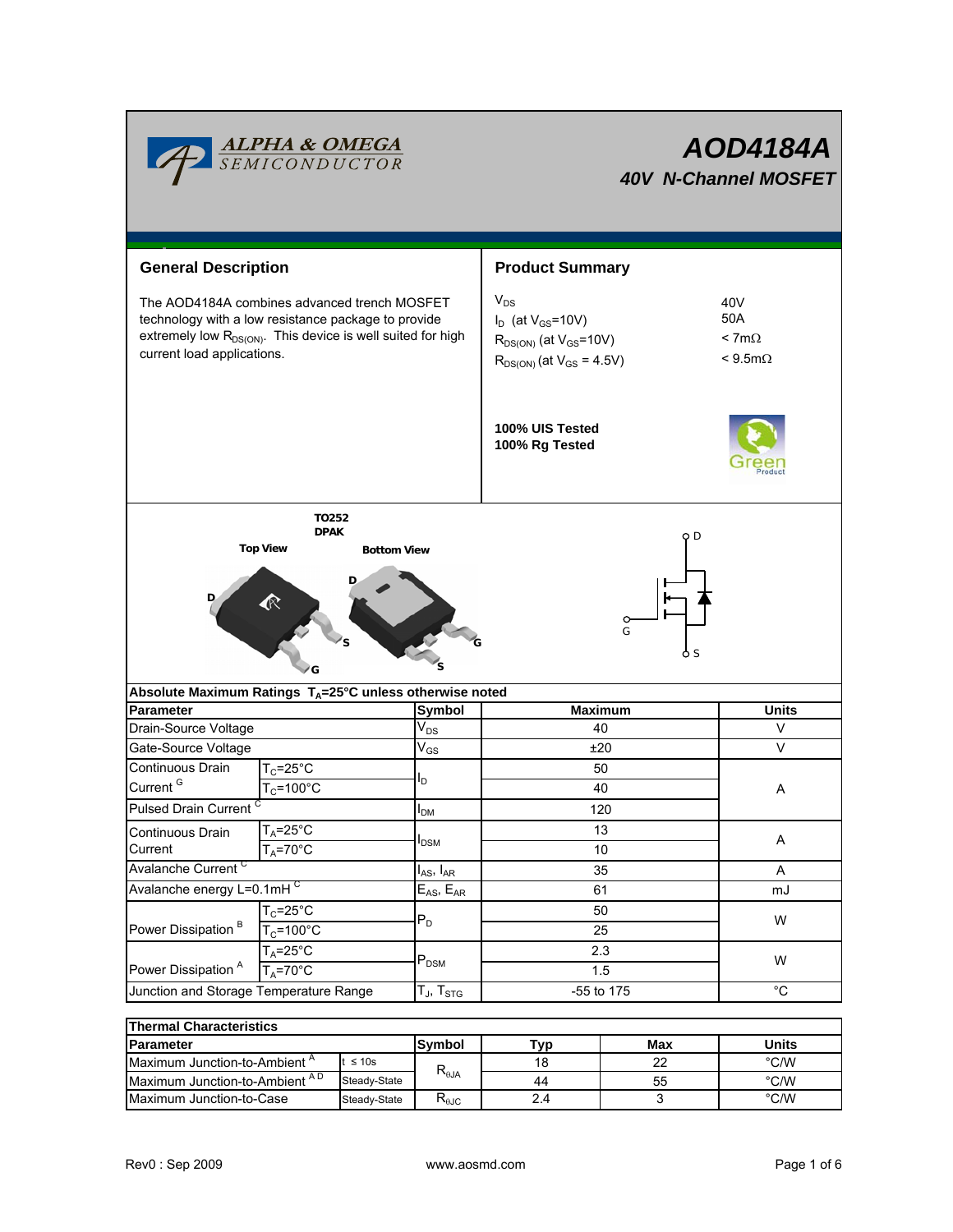**ALPHA & OMEGA SEMICONDUCTOR**

# AOD4184A

## 40V N-Channel MOSFET

## General Description

The AOD4184A combines advanced trench MOSFET technology with a low resistance package to provide extremely low $R_{DS(ON)}$. This device is well suited for high current load applications.

## Product Summary

| | |
|---|---|
| $V_{DS}$ | 40V |
| $I_D$ (at $V_{GS}$=10V) | 50A |
| $R_{DS(ON)}$ (at $V_{GS}$=10V) | < 7mΩ |
| $R_{DS(ON)}$ (at $V_{GS}$ = 4.5V) | < 9.5mΩ |

**100% UIS Tested**
**100% Rg Tested**

Green Product

TO252
DPAK

Top View — Bottom View

D, G, S

## Absolute Maximum Ratings $T_A$=25°C unless otherwise noted

| Parameter | | Symbol | Maximum | Units |
|---|---|---|---|---|
| Drain-Source Voltage | | $V_{DS}$ | 40 | V |
| Gate-Source Voltage | | $V_{GS}$ | ±20 | V |
| Continuous Drain Current [G] | $T_C$=25°C | $I_D$ | 50 | A |
| | $T_C$=100°C | | 40 | |
| Pulsed Drain Current [C] | | $I_{DM}$ | 120 | |
| Continuous Drain Current | $T_A$=25°C | $I_{DSM}$ | 13 | A |
| | $T_A$=70°C | | 10 | |
| Avalanche Current [C] | | $I_{AS}$, $I_{AR}$ | 35 | A |
| Avalanche energy L=0.1mH [C] | | $E_{AS}$, $E_{AR}$ | 61 | mJ |
| Power Dissipation [B] | $T_C$=25°C | $P_D$ | 50 | W |
| | $T_C$=100°C | | 25 | |
| Power Dissipation [A] | $T_A$=25°C | $P_{DSM}$ | 2.3 | W |
| | $T_A$=70°C | | 1.5 | |
| Junction and Storage Temperature Range | | $T_J$, $T_{STG}$ | -55 to 175 | °C |

## Thermal Characteristics

| Parameter | | Symbol | Typ | Max | Units |
|---|---|---|---|---|---|
| Maximum Junction-to-Ambient [A] | t ≤ 10s | $R_{\theta JA}$ | 18 | 22 | °C/W |
| Maximum Junction-to-Ambient [A D] | Steady-State | | 44 | 55 | °C/W |
| Maximum Junction-to-Case | Steady-State | $R_{\theta JC}$ | 2.4 | 3 | °C/W |

Rev0 : Sep 2009 www.aosmd.com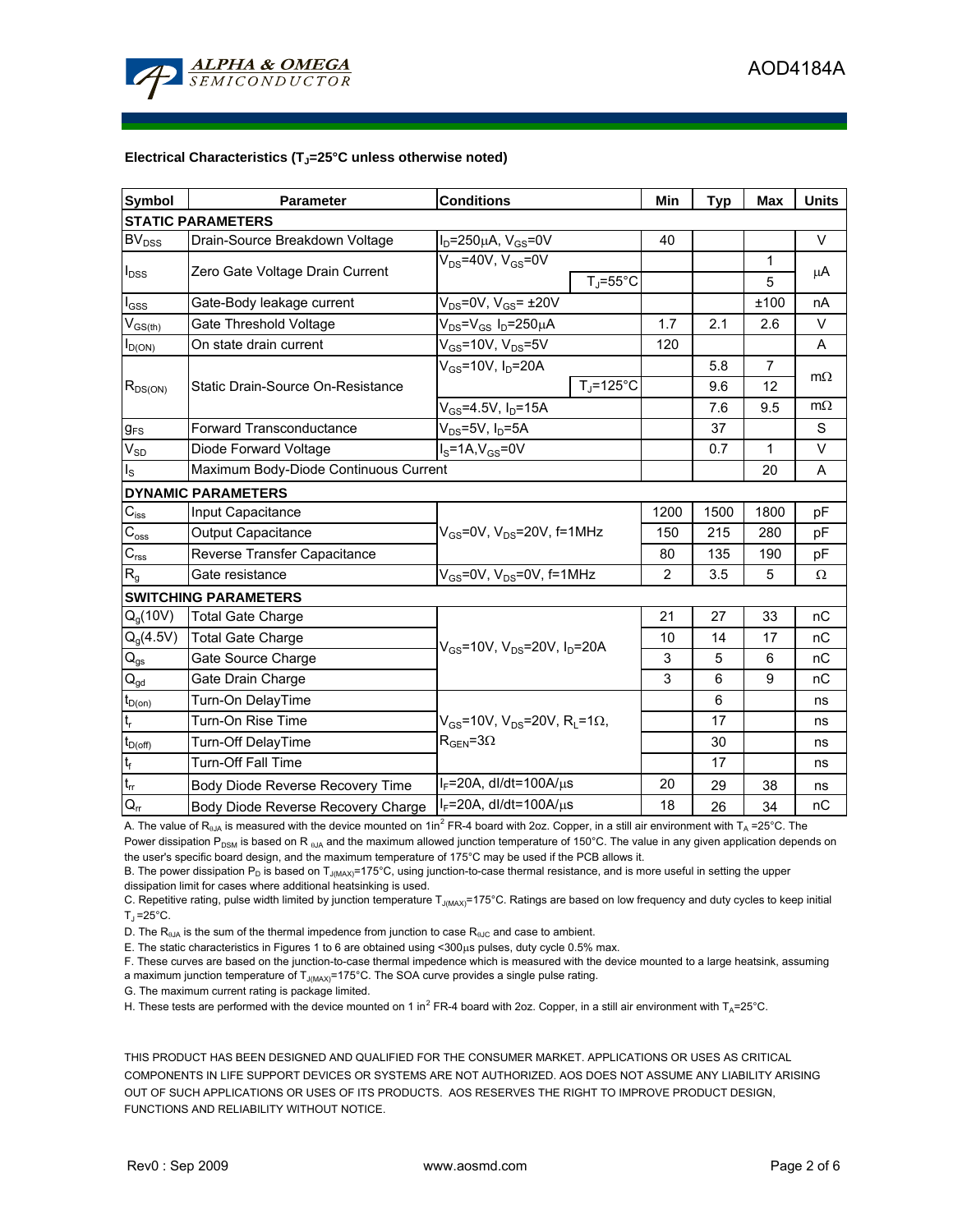## Electrical Characteristics ($T_J$=25°C unless otherwise noted)

| Symbol | Parameter | Conditions | | Min | Typ | Max | Units |
|---|---|---|---|---|---|---|---|
| **STATIC PARAMETERS** | | | | | | | |
| $BV_{DSS}$ | Drain-Source Breakdown Voltage | $I_D$=250µA, $V_{GS}$=0V | | 40 | | | V |
| $I_{DSS}$ | Zero Gate Voltage Drain Current | $V_{DS}$=40V, $V_{GS}$=0V | | | | 1 | µA |
| | | | $T_J$=55°C | | | 5 | |
| $I_{GSS}$ | Gate-Body leakage current | $V_{DS}$=0V, $V_{GS}$= ±20V | | | | ±100 | nA |
| $V_{GS(th)}$ | Gate Threshold Voltage | $V_{DS}$=$V_{GS}$ $I_D$=250µA | | 1.7 | 2.1 | 2.6 | V |
| $I_{D(ON)}$ | On state drain current | $V_{GS}$=10V, $V_{DS}$=5V | | 120 | | | A |
| $R_{DS(ON)}$ | Static Drain-Source On-Resistance | $V_{GS}$=10V, $I_D$=20A | | | 5.8 | 7 | mΩ |
| | | | $T_J$=125°C | | 9.6 | 12 | |
| | | $V_{GS}$=4.5V, $I_D$=15A | | | 7.6 | 9.5 | mΩ |
| $g_{FS}$ | Forward Transconductance | $V_{DS}$=5V, $I_D$=5A | | | 37 | | S |
| $V_{SD}$ | Diode Forward Voltage | $I_S$=1A,$V_{GS}$=0V | | | 0.7 | 1 | V |
| $I_S$ | Maximum Body-Diode Continuous Current | | | | | 20 | A |
| **DYNAMIC PARAMETERS** | | | | | | | |
| $C_{iss}$ | Input Capacitance | $V_{GS}$=0V, $V_{DS}$=20V, f=1MHz | | 1200 | 1500 | 1800 | pF |
| $C_{oss}$ | Output Capacitance | | | 150 | 215 | 280 | pF |
| $C_{rss}$ | Reverse Transfer Capacitance | | | 80 | 135 | 190 | pF |
| $R_g$ | Gate resistance | $V_{GS}$=0V, $V_{DS}$=0V, f=1MHz | | 2 | 3.5 | 5 | Ω |
| **SWITCHING PARAMETERS** | | | | | | | |
| $Q_g$(10V) | Total Gate Charge | $V_{GS}$=10V, $V_{DS}$=20V, $I_D$=20A | | 21 | 27 | 33 | nC |
| $Q_g$(4.5V) | Total Gate Charge | | | 10 | 14 | 17 | nC |
| $Q_{gs}$ | Gate Source Charge | | | 3 | 5 | 6 | nC |
| $Q_{gd}$ | Gate Drain Charge | | | 3 | 6 | 9 | nC |
| $t_{D(on)}$ | Turn-On DelayTime | $V_{GS}$=10V, $V_{DS}$=20V, $R_L$=1Ω, $R_{GEN}$=3Ω | | | 6 | | ns |
| $t_r$ | Turn-On Rise Time | | | | 17 | | ns |
| $t_{D(off)}$ | Turn-Off DelayTime | | | | 30 | | ns |
| $t_f$ | Turn-Off Fall Time | | | | 17 | | ns |
| $t_{rr}$ | Body Diode Reverse Recovery Time | $I_F$=20A, dI/dt=100A/µs | | 20 | 29 | 38 | ns |
| $Q_{rr}$ | Body Diode Reverse Recovery Charge | $I_F$=20A, dI/dt=100A/µs | | 18 | 26 | 34 | nC |

A. The value of $R_{\theta JA}$ is measured with the device mounted on 1in$^2$ FR-4 board with 2oz. Copper, in a still air environment with $T_A$ =25°C. The Power dissipation $P_{DSM}$ is based on $R_{\theta JA}$ and the maximum allowed junction temperature of 150°C. The value in any given application depends on the user's specific board design, and the maximum temperature of 175°C may be used if the PCB allows it.

B. The power dissipation $P_D$ is based on $T_{J(MAX)}$=175°C, using junction-to-case thermal resistance, and is more useful in setting the upper dissipation limit for cases where additional heatsinking is used.

C. Repetitive rating, pulse width limited by junction temperature $T_{J(MAX)}$=175°C. Ratings are based on low frequency and duty cycles to keep initial $T_J$ =25°C.

D. The $R_{\theta JA}$ is the sum of the thermal impedence from junction to case $R_{\theta JC}$ and case to ambient.

E. The static characteristics in Figures 1 to 6 are obtained using <300µs pulses, duty cycle 0.5% max.

F. These curves are based on the junction-to-case thermal impedence which is measured with the device mounted to a large heatsink, assuming a maximum junction temperature of $T_{J(MAX)}$=175°C. The SOA curve provides a single pulse rating.

G. The maximum current rating is package limited.

H. These tests are performed with the device mounted on 1 in$^2$ FR-4 board with 2oz. Copper, in a still air environment with $T_A$=25°C.

THIS PRODUCT HAS BEEN DESIGNED AND QUALIFIED FOR THE CONSUMER MARKET. APPLICATIONS OR USES AS CRITICAL COMPONENTS IN LIFE SUPPORT DEVICES OR SYSTEMS ARE NOT AUTHORIZED. AOS DOES NOT ASSUME ANY LIABILITY ARISING OUT OF SUCH APPLICATIONS OR USES OF ITS PRODUCTS. AOS RESERVES THE RIGHT TO IMPROVE PRODUCT DESIGN, FUNCTIONS AND RELIABILITY WITHOUT NOTICE.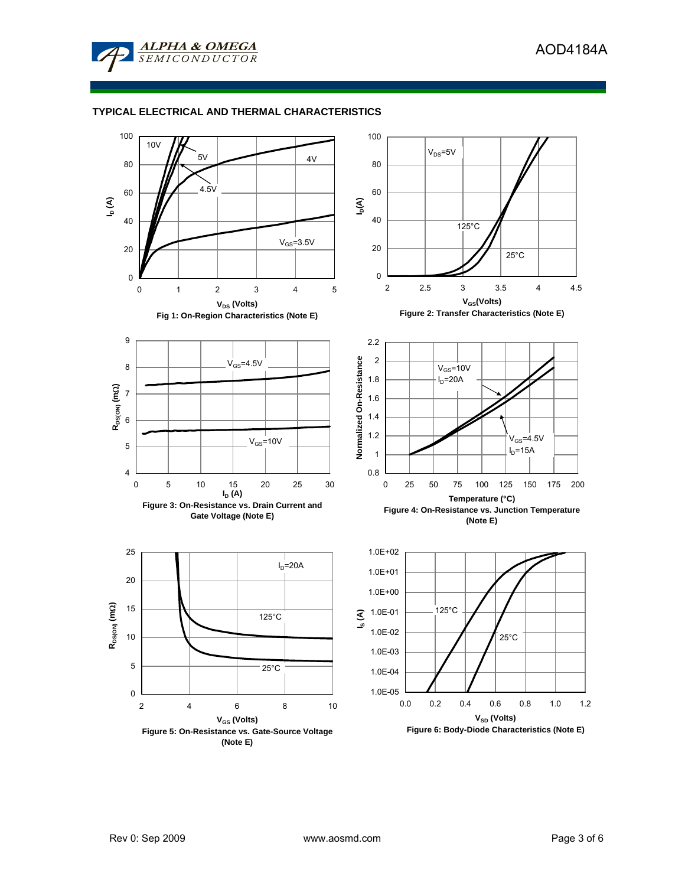## TYPICAL ELECTRICAL AND THERMAL CHARACTERISTICS

Fig 1: On-Region Characteristics (Note E)

Figure 2: Transfer Characteristics (Note E)

Figure 3: On-Resistance vs. Drain Current and Gate Voltage (Note E)

Figure 4: On-Resistance vs. Junction Temperature (Note E)

Figure 5: On-Resistance vs. Gate-Source Voltage (Note E)

Figure 6: Body-Diode Characteristics (Note E)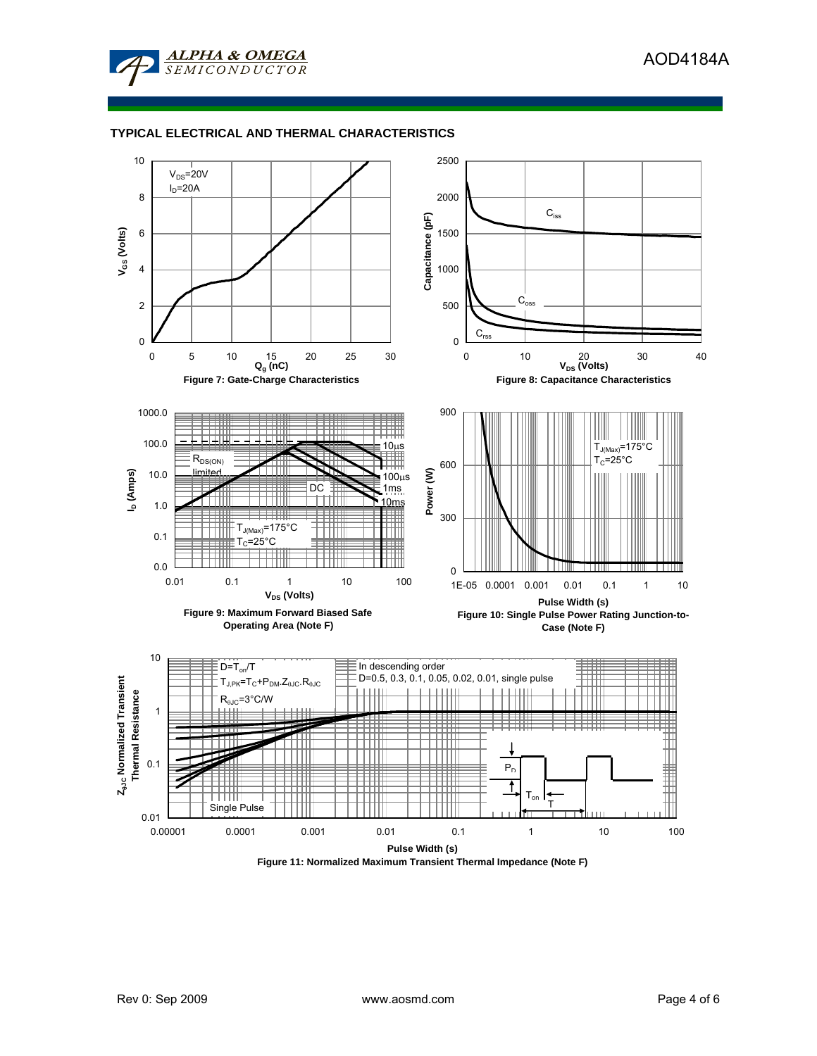## TYPICAL ELECTRICAL AND THERMAL CHARACTERISTICS

$V_{DS}$=20V
$I_D$=20A

Figure 7: Gate-Charge Characteristics

$C_{iss}$
$C_{oss}$
$C_{rss}$

Figure 8: Capacitance Characteristics

$R_{DS(ON)}$ limited
10µs
100µs
1ms
10ms
DC
$T_{J(Max)}$=175°C
$T_C$=25°C

Figure 9: Maximum Forward Biased Safe Operating Area (Note F)

$T_{J(Max)}$=175°C
$T_C$=25°C

Figure 10: Single Pulse Power Rating Junction-to-Case (Note F)

$D=T_{on}/T$
$T_{J,PK}=T_C+P_{DM}.Z_{\theta JC}.R_{\theta JC}$
$R_{\theta JC}$=3°C/W

In descending order
D=0.5, 0.3, 0.1, 0.05, 0.02, 0.01, single pulse

Single Pulse

Figure 11: Normalized Maximum Transient Thermal Impedance (Note F)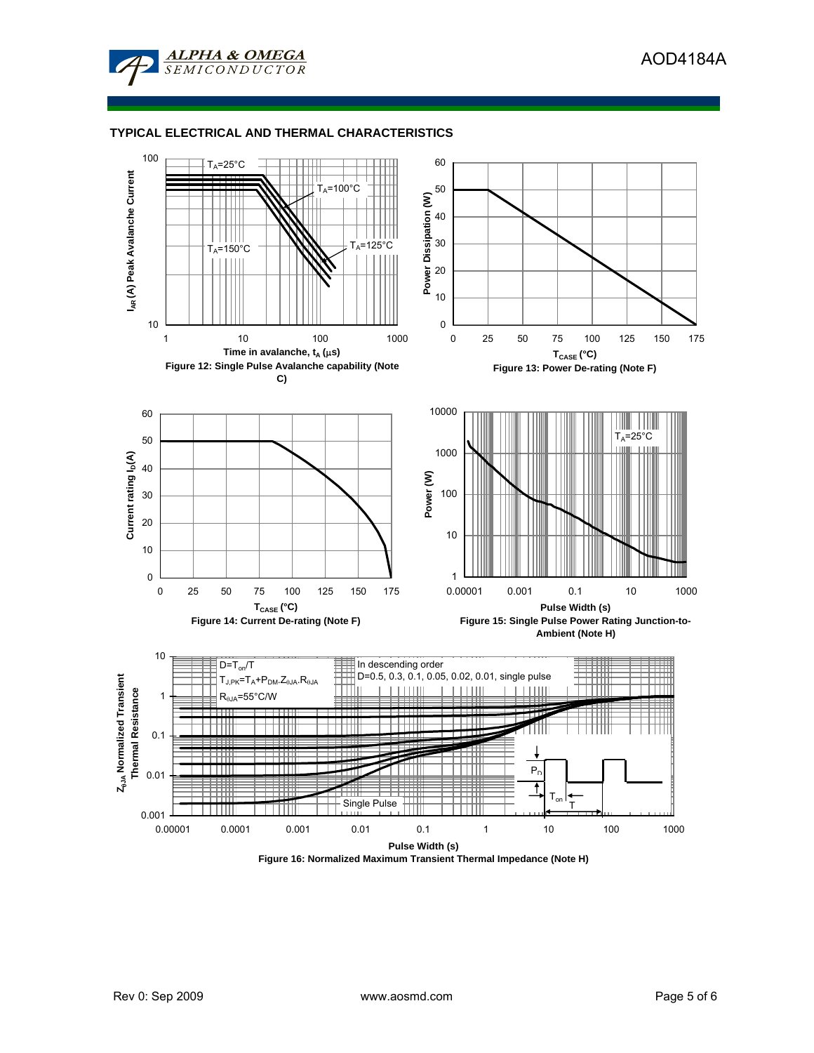## TYPICAL ELECTRICAL AND THERMAL CHARACTERISTICS

$T_A$=25°C

$T_A$=100°C

$T_A$=150°C

$T_A$=125°C

$I_{AR}$ (A) Peak Avalanche Current

Time in avalanche, $t_A$ (μs)

Figure 12: Single Pulse Avalanche capability (Note C)

Power Dissipation (W)

$T_{CASE}$ (°C)

Figure 13: Power De-rating (Note F)

Current rating $I_D$(A)

$T_{CASE}$ (°C)

Figure 14: Current De-rating (Note F)

$T_A$=25°C

Power (W)

Pulse Width (s)

Figure 15: Single Pulse Power Rating Junction-to-Ambient (Note H)

D=$T_{on}$/T

$T_{J,PK}$=$T_A$+$P_{DM}$.$Z_{\theta JA}$.$R_{\theta JA}$

$R_{\theta JA}$=55°C/W

In descending order

D=0.5, 0.3, 0.1, 0.05, 0.02, 0.01, single pulse

Single Pulse

$P_D$

$T_{on}$

T

$Z_{\theta JA}$ Normalized Transient Thermal Resistance

Pulse Width (s)

Figure 16: Normalized Maximum Transient Thermal Impedance (Note H)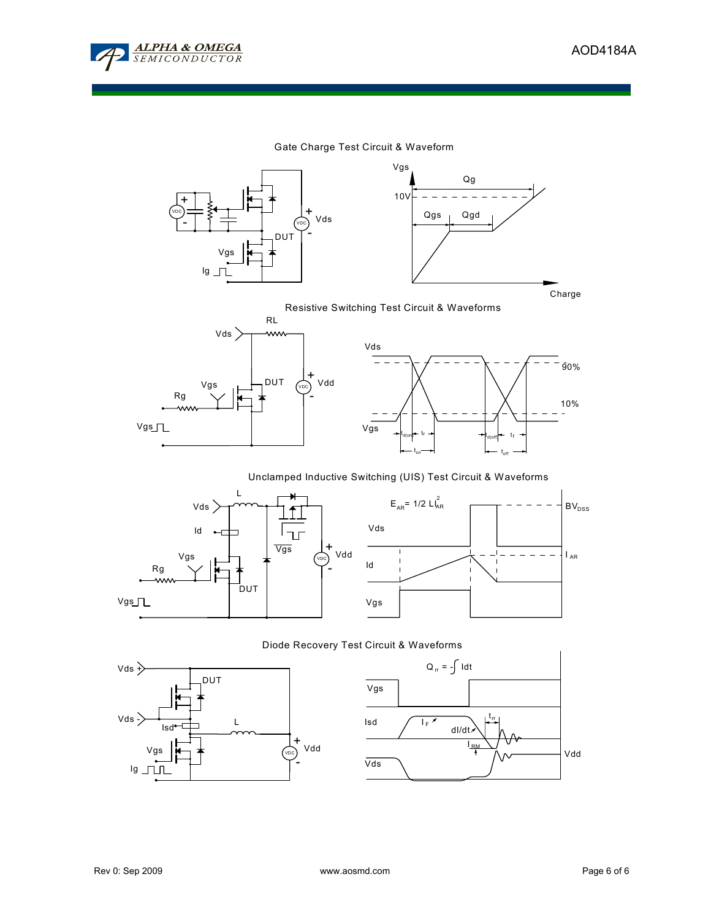## Gate Charge Test Circuit & Waveform

VDC
+
-
Vds
DUT
Vgs
Ig

Vgs
Qg
10V
Qgs
Qgd
Charge

## Resistive Switching Test Circuit & Waveforms

RL
Vds
Vgs
Rg
DUT
Vdd
VDC
Vgs

Vds
90%
10%
Vgs
$t_{d(on)}$
$t_r$
$t_{on}$
$t_{d(off)}$
$t_f$
$t_{off}$

## Unclamped Inductive Switching (UIS) Test Circuit & Waveforms

L
Vds
Id
Vgs
Rg
DUT
Vgs
Vdd
VDC

$E_{AR} = 1/2\ LI_{AR}^2$
$BV_{DSS}$
Vds
Id
$I_{AR}$
Vgs

## Diode Recovery Test Circuit & Waveforms

Vds +
DUT
Vds -
Isd
L
Vgs
Ig
Vdd
VDC

$Q_{rr} = -\int Idt$
Vgs
Isd
$I_F$
dI/dt
$t_{rr}$
$I_{RM}$
Vds
Vdd